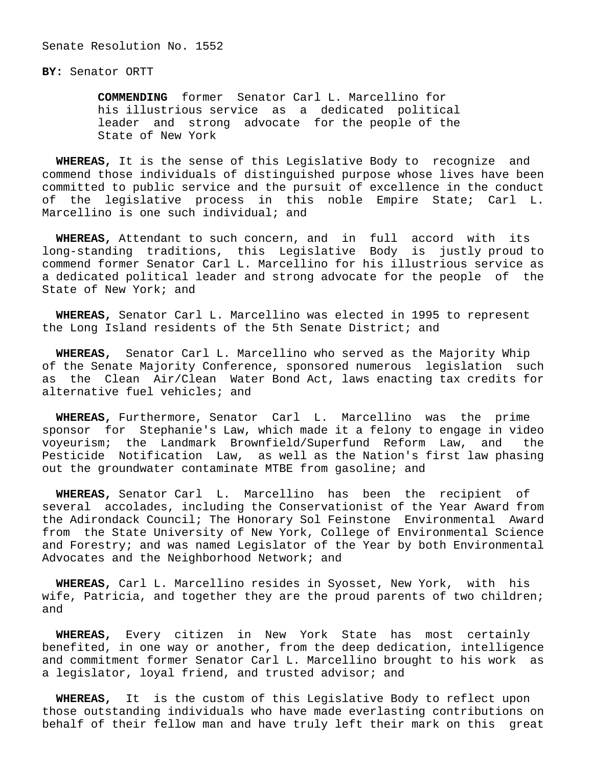Senate Resolution No. 1552

**BY:** Senator ORTT

**COMMENDING** former Senator Carl L. Marcellino for his illustrious service as a dedicated political leader and strong advocate for the people of the State of New York

**WHEREAS,** It is the sense of this Legislative Body to recognize and commend those individuals of distinguished purpose whose lives have been committed to public service and the pursuit of excellence in the conduct of the legislative process in this noble Empire State; Carl L. Marcellino is one such individual; and

**WHEREAS,** Attendant to such concern, and in full accord with its long-standing traditions, this Legislative Body is justly proud to commend former Senator Carl L. Marcellino for his illustrious service as a dedicated political leader and strong advocate for the people of the State of New York; and

**WHEREAS,** Senator Carl L. Marcellino was elected in 1995 to represent the Long Island residents of the 5th Senate District; and

**WHEREAS,** Senator Carl L. Marcellino who served as the Majority Whip of the Senate Majority Conference, sponsored numerous legislation such as the Clean Air/Clean Water Bond Act, laws enacting tax credits for alternative fuel vehicles; and

**WHEREAS,** Furthermore, Senator Carl L. Marcellino was the prime sponsor for Stephanie's Law, which made it a felony to engage in video voyeurism; the Landmark Brownfield/Superfund Reform Law, and the Pesticide Notification Law, as well as the Nation's first law phasing out the groundwater contaminate MTBE from gasoline; and

**WHEREAS,** Senator Carl L. Marcellino has been the recipient of several accolades, including the Conservationist of the Year Award from the Adirondack Council; The Honorary Sol Feinstone Environmental Award from the State University of New York, College of Environmental Science and Forestry; and was named Legislator of the Year by both Environmental Advocates and the Neighborhood Network; and

**WHEREAS,** Carl L. Marcellino resides in Syosset, New York, with his wife, Patricia, and together they are the proud parents of two children; and

**WHEREAS,** Every citizen in New York State has most certainly benefited, in one way or another, from the deep dedication, intelligence and commitment former Senator Carl L. Marcellino brought to his work as a legislator, loyal friend, and trusted advisor; and

**WHEREAS,** It is the custom of this Legislative Body to reflect upon those outstanding individuals who have made everlasting contributions on behalf of their fellow man and have truly left their mark on this great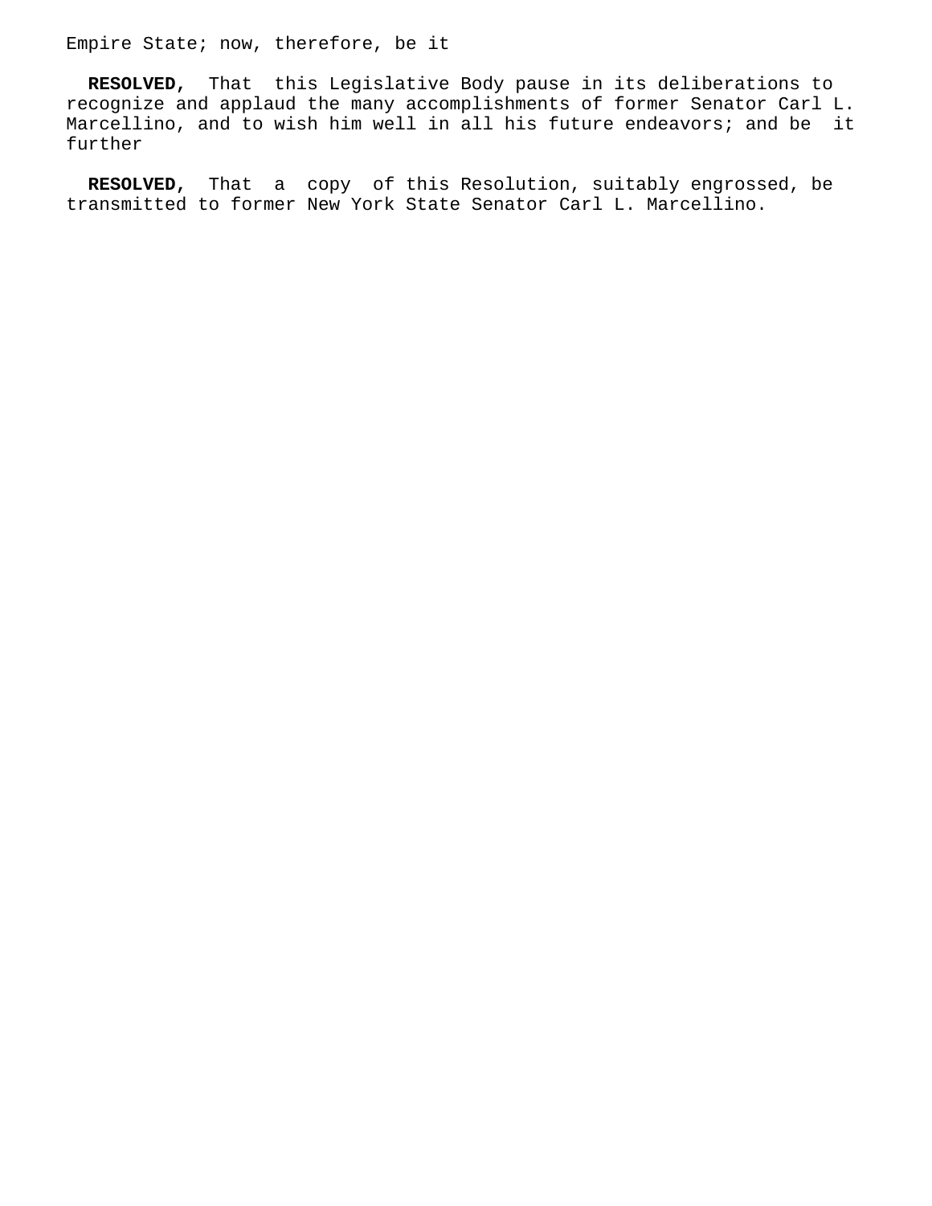Empire State; now, therefore, be it

**RESOLVED,** That this Legislative Body pause in its deliberations to recognize and applaud the many accomplishments of former Senator Carl L. Marcellino, and to wish him well in all his future endeavors; and be it further

**RESOLVED,** That a copy of this Resolution, suitably engrossed, be transmitted to former New York State Senator Carl L. Marcellino.